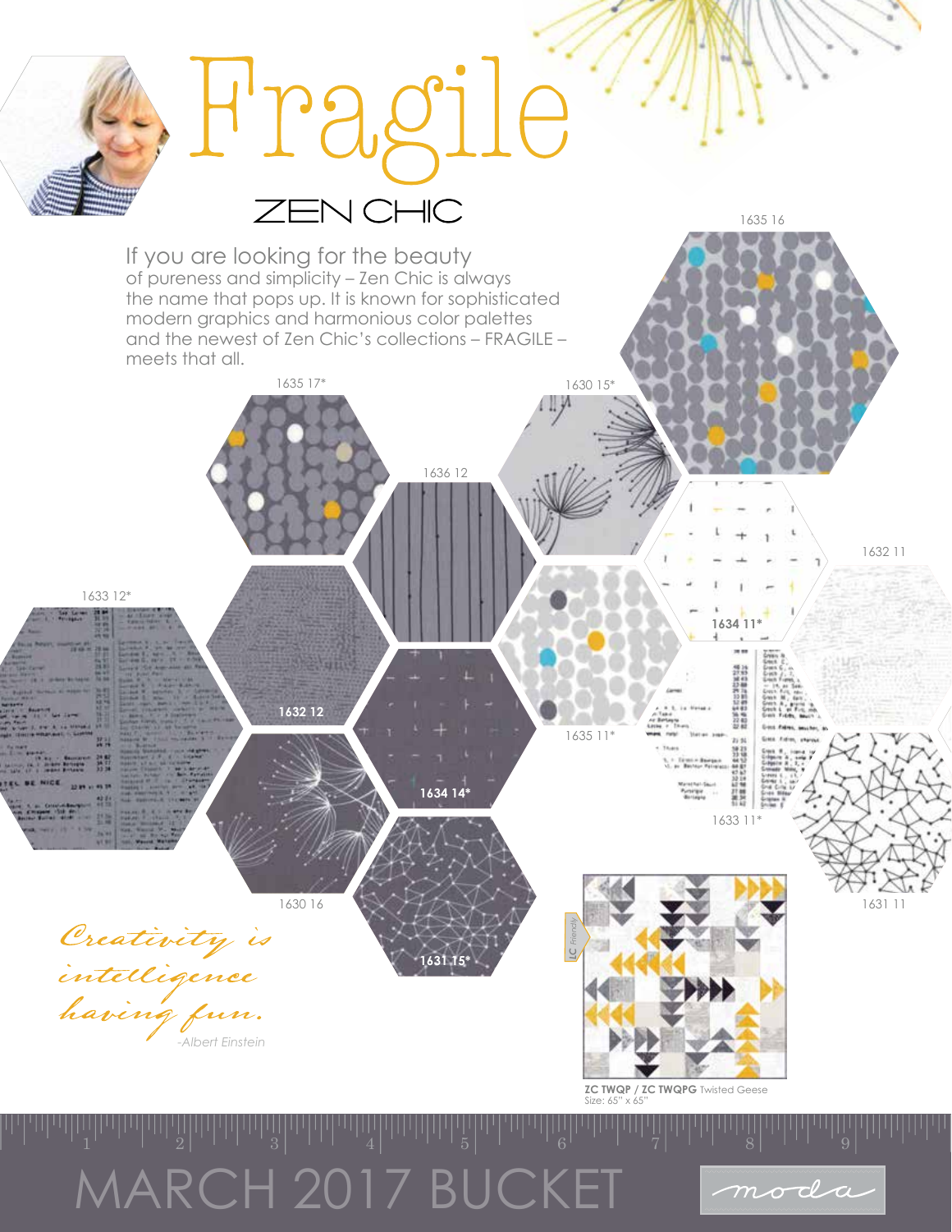# Fragile

## ZEN CHIC

If you are looking for the beauty of pureness and simplicity – Zen Chic is always the name that pops up. It is known for sophisticated modern graphics and harmonious color palettes and the newest of Zen Chic's collections – FRAGILE – meets that all.

1635 16

1635 17*

1630 15*

1636 12

1632 11

1633 12*

1634 11*

**1632 12**

1635 11*

**1634 14***

1633 11*

1630 16

1631 11

**1631 15***

*Creativity is intelligence having fun.*

-Albert Einstein

LC Friendly

**ZC TWQP / ZC TWQPG** Twisted Geese
Size: 65" x 65"

MARCH 2017 BUCKET

moda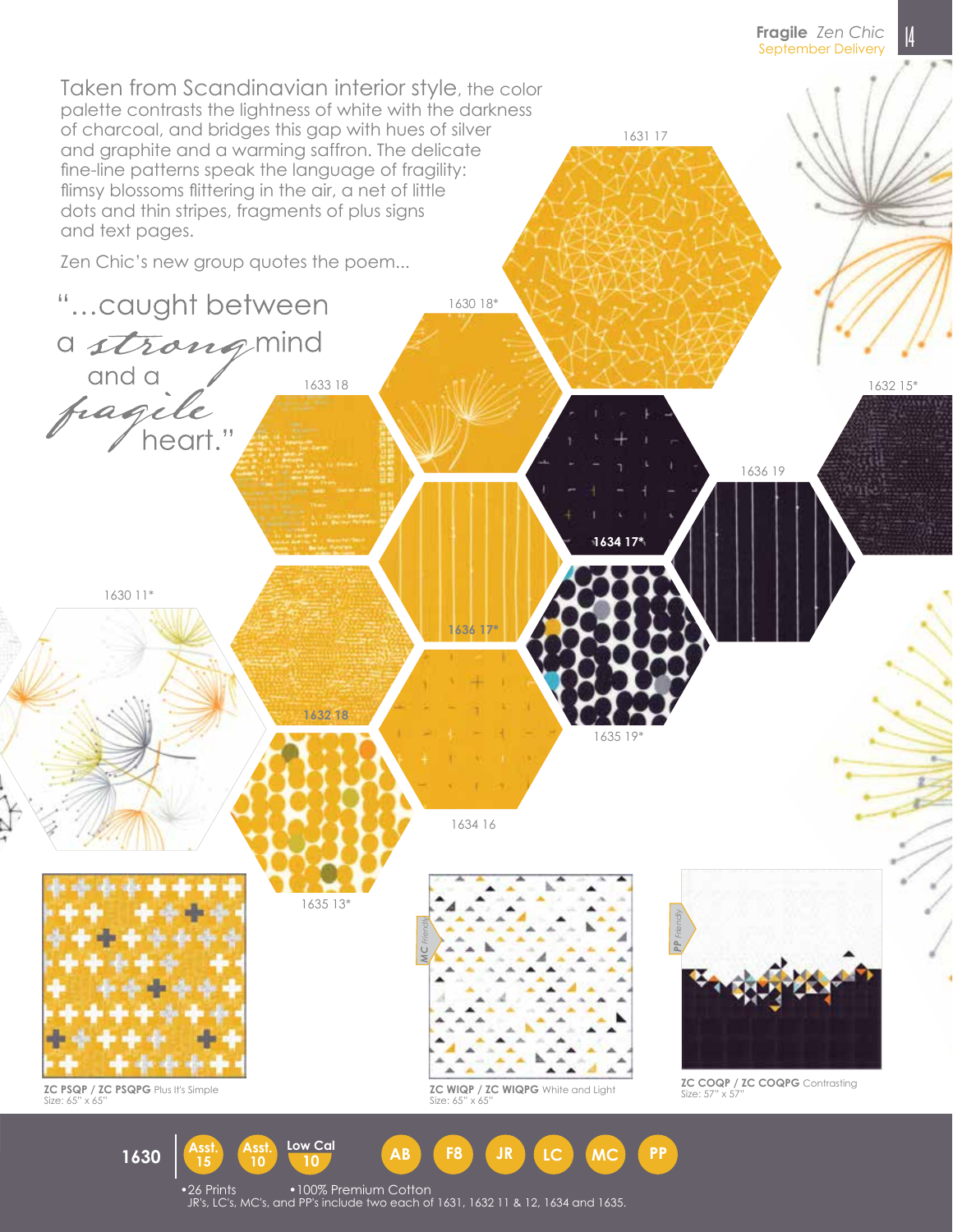**Fragile** *Zen Chic*
September Delivery

Taken from Scandinavian interior style, the color palette contrasts the lightness of white with the darkness of charcoal, and bridges this gap with hues of silver and graphite and a warming saffron. The delicate fine-line patterns speak the language of fragility: flimsy blossoms flittering in the air, a net of little dots and thin stripes, fragments of plus signs and text pages.

Zen Chic's new group quotes the poem...

"...caught between a *strong* mind and a *fragile* heart."

1631 17

1630 18*

1633 18

1632 15*

1636 19

1634 17*

1630 11*

1636 17*

1632 18

1635 19*

1634 16

1635 13*

**ZC PSQP / ZC PSQPG** Plus It's Simple
Size: 65" x 65"

**ZC WIQP / ZC WIQPG** White and Light
Size: 65" x 65"

**ZC COQP / ZC COQPG** Contrasting
Size: 57" x 57"

MC Friendly

PP Friendly

**1630** | Asst. 15 | Asst. 10 | Low Cal 10 | AB | F8 | JR | LC | MC | PP

• 26 Prints • 100% Premium Cotton
JR's, LC's, MC's, and PP's include two each of 1631, 1632 11 & 12, 1634 and 1635.